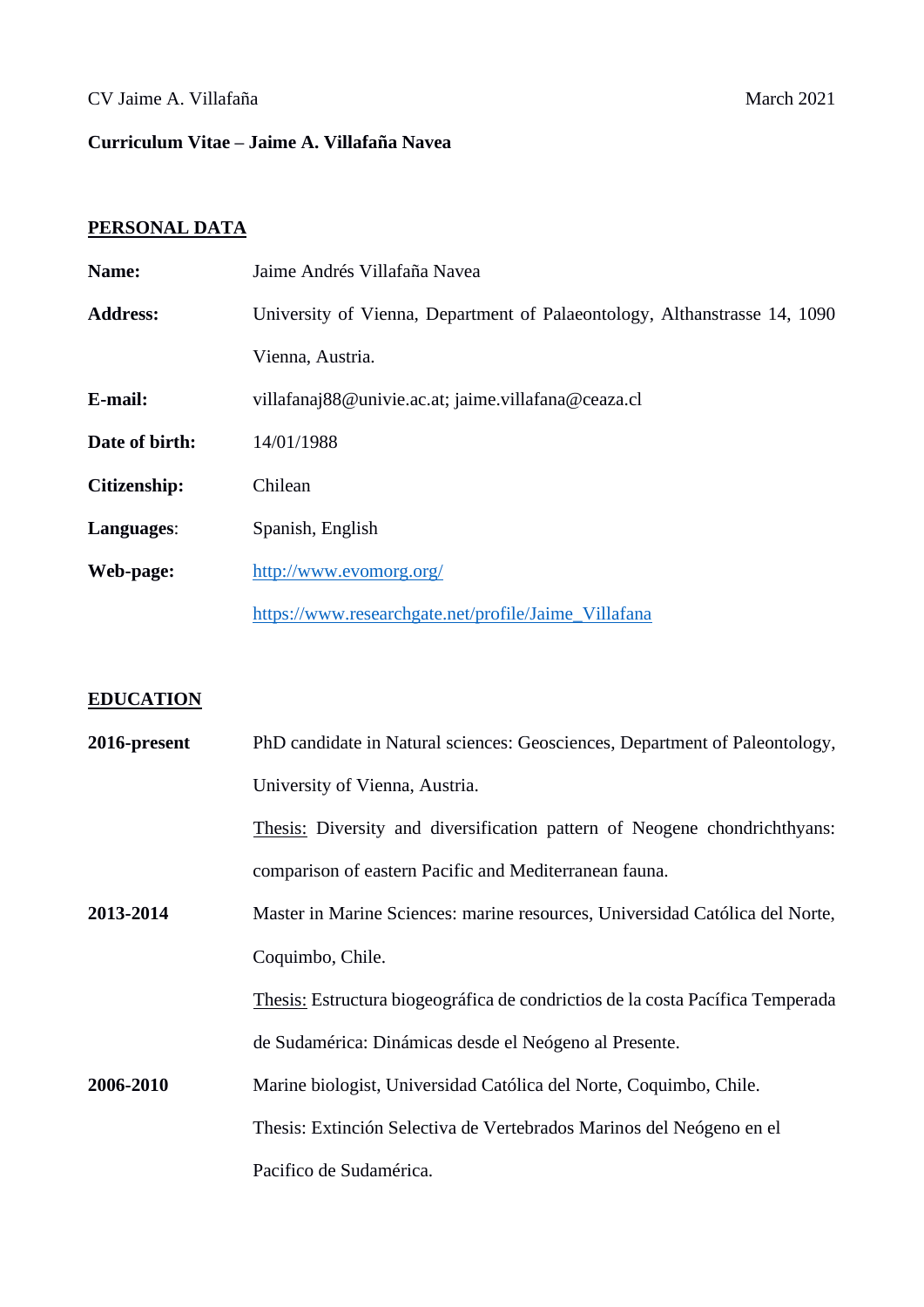# Curriculum Vitae – Jaime A. Villafaña Navea

## PERSONAL DATA

| | |
|---|---|
| **Name:** | Jaime Andrés Villafaña Navea |
| **Address:** | University of Vienna, Department of Palaeontology, Althanstrasse 14, 1090 Vienna, Austria. |
| **E-mail:** | villafanaj88@univie.ac.at; jaime.villafana@ceaza.cl |
| **Date of birth:** | 14/01/1988 |
| **Citizenship:** | Chilean |
| **Languages**: | Spanish, English |
| **Web-page:** | http://www.evomorg.org/ https://www.researchgate.net/profile/Jaime_Villafana |

## EDUCATION

**2016-present** PhD candidate in Natural sciences: Geosciences, Department of Paleontology, University of Vienna, Austria.

Thesis: Diversity and diversification pattern of Neogene chondrichthyans: comparison of eastern Pacific and Mediterranean fauna.

**2013-2014** Master in Marine Sciences: marine resources, Universidad Católica del Norte, Coquimbo, Chile.

Thesis: Estructura biogeográfica de condrictios de la costa Pacífica Temperada de Sudamérica: Dinámicas desde el Neógeno al Presente.

**2006-2010** Marine biologist, Universidad Católica del Norte, Coquimbo, Chile.

Thesis: Extinción Selectiva de Vertebrados Marinos del Neógeno en el Pacifico de Sudamérica.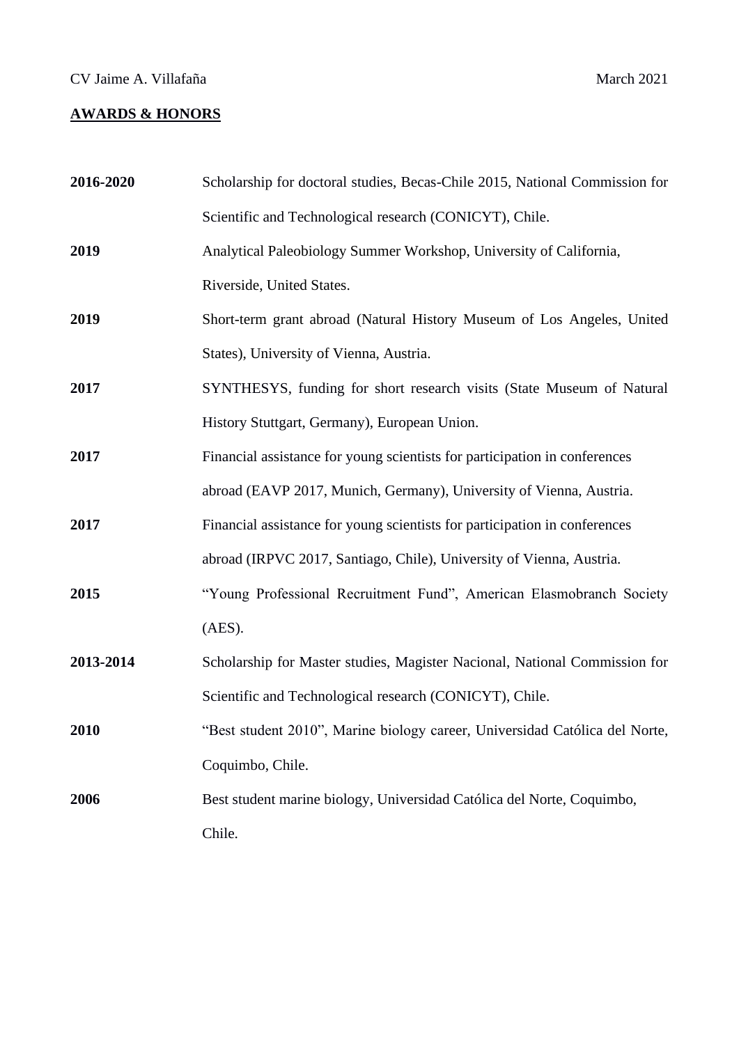## AWARDS & HONORS

**2016-2020** Scholarship for doctoral studies, Becas-Chile 2015, National Commission for Scientific and Technological research (CONICYT), Chile.

**2019** Analytical Paleobiology Summer Workshop, University of California, Riverside, United States.

**2019** Short-term grant abroad (Natural History Museum of Los Angeles, United States), University of Vienna, Austria.

**2017** SYNTHESYS, funding for short research visits (State Museum of Natural History Stuttgart, Germany), European Union.

**2017** Financial assistance for young scientists for participation in conferences abroad (EAVP 2017, Munich, Germany), University of Vienna, Austria.

**2017** Financial assistance for young scientists for participation in conferences abroad (IRPVC 2017, Santiago, Chile), University of Vienna, Austria.

**2015** "Young Professional Recruitment Fund", American Elasmobranch Society (AES).

**2013-2014** Scholarship for Master studies, Magister Nacional, National Commission for Scientific and Technological research (CONICYT), Chile.

**2010** "Best student 2010", Marine biology career, Universidad Católica del Norte, Coquimbo, Chile.

**2006** Best student marine biology, Universidad Católica del Norte, Coquimbo, Chile.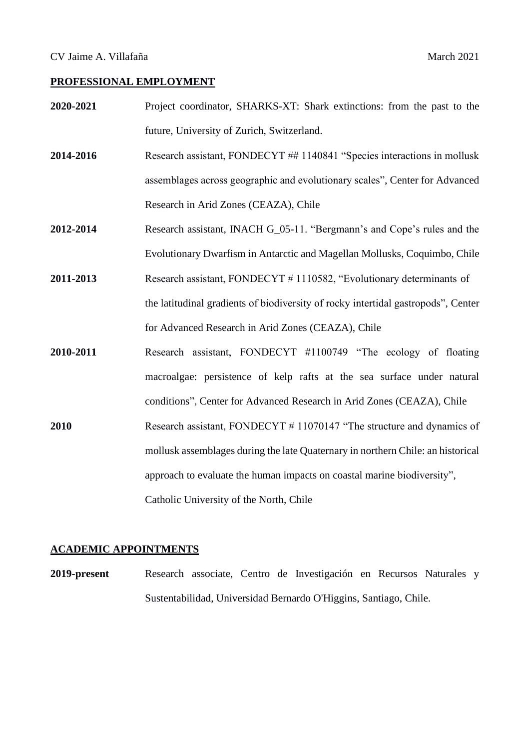## PROFESSIONAL EMPLOYMENT

**2020-2021** Project coordinator, SHARKS-XT: Shark extinctions: from the past to the future, University of Zurich, Switzerland.

**2014-2016** Research assistant, FONDECYT ## 1140841 "Species interactions in mollusk assemblages across geographic and evolutionary scales", Center for Advanced Research in Arid Zones (CEAZA), Chile

**2012-2014** Research assistant, INACH G_05-11. "Bergmann's and Cope's rules and the Evolutionary Dwarfism in Antarctic and Magellan Mollusks, Coquimbo, Chile

**2011-2013** Research assistant, FONDECYT # 1110582, "Evolutionary determinants of the latitudinal gradients of biodiversity of rocky intertidal gastropods", Center for Advanced Research in Arid Zones (CEAZA), Chile

**2010-2011** Research assistant, FONDECYT #1100749 "The ecology of floating macroalgae: persistence of kelp rafts at the sea surface under natural conditions", Center for Advanced Research in Arid Zones (CEAZA), Chile

**2010** Research assistant, FONDECYT # 11070147 "The structure and dynamics of mollusk assemblages during the late Quaternary in northern Chile: an historical approach to evaluate the human impacts on coastal marine biodiversity", Catholic University of the North, Chile

## ACADEMIC APPOINTMENTS

**2019-present** Research associate, Centro de Investigación en Recursos Naturales y Sustentabilidad, Universidad Bernardo O'Higgins, Santiago, Chile.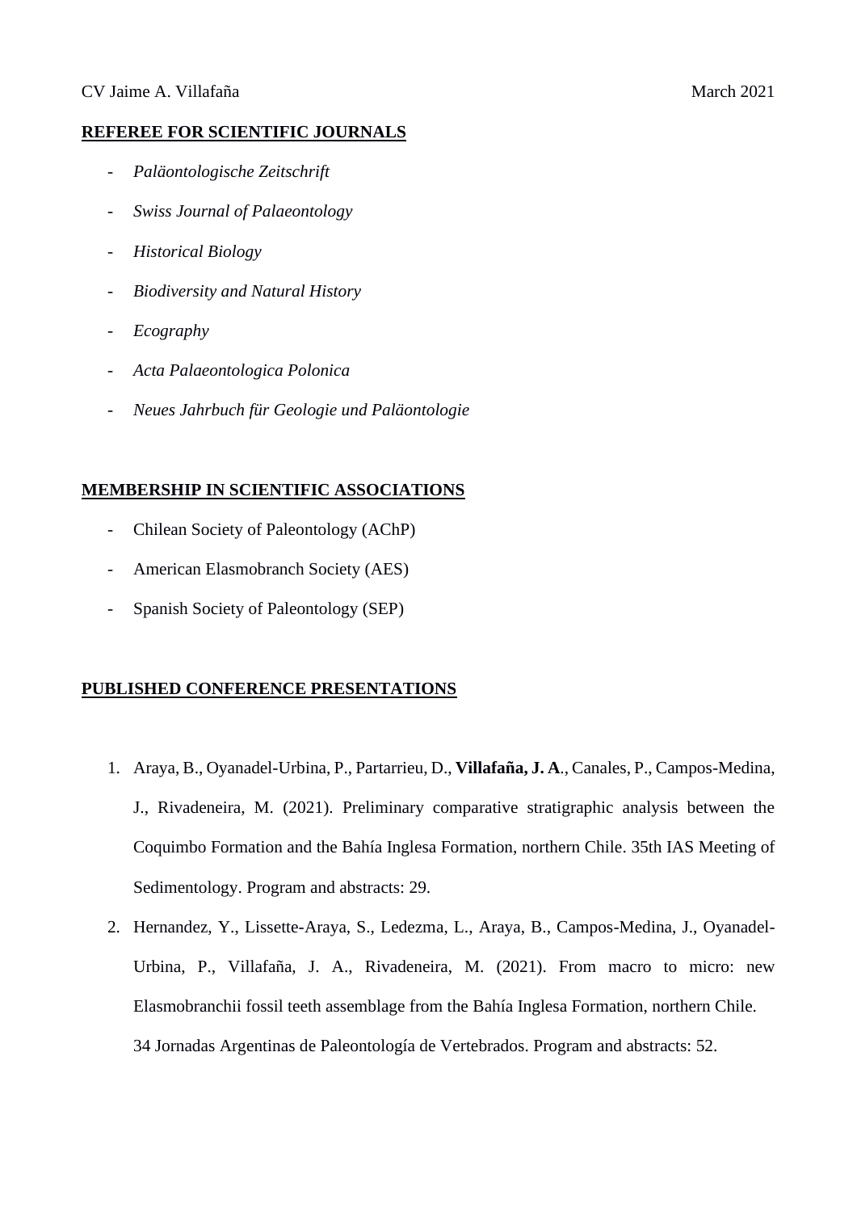## REFEREE FOR SCIENTIFIC JOURNALS

- *Paläontologische Zeitschrift*
- *Swiss Journal of Palaeontology*
- *Historical Biology*
- *Biodiversity and Natural History*
- *Ecography*
- *Acta Palaeontologica Polonica*
- *Neues Jahrbuch für Geologie und Paläontologie*

## MEMBERSHIP IN SCIENTIFIC ASSOCIATIONS

- Chilean Society of Paleontology (AChP)
- American Elasmobranch Society (AES)
- Spanish Society of Paleontology (SEP)

## PUBLISHED CONFERENCE PRESENTATIONS

1. Araya, B., Oyanadel-Urbina, P., Partarrieu, D., **Villafaña, J. A**., Canales, P., Campos-Medina, J., Rivadeneira, M. (2021). Preliminary comparative stratigraphic analysis between the Coquimbo Formation and the Bahía Inglesa Formation, northern Chile. 35th IAS Meeting of Sedimentology. Program and abstracts: 29.
2. Hernandez, Y., Lissette-Araya, S., Ledezma, L., Araya, B., Campos-Medina, J., Oyanadel-Urbina, P., Villafaña, J. A., Rivadeneira, M. (2021). From macro to micro: new Elasmobranchii fossil teeth assemblage from the Bahía Inglesa Formation, northern Chile. 34 Jornadas Argentinas de Paleontología de Vertebrados. Program and abstracts: 52.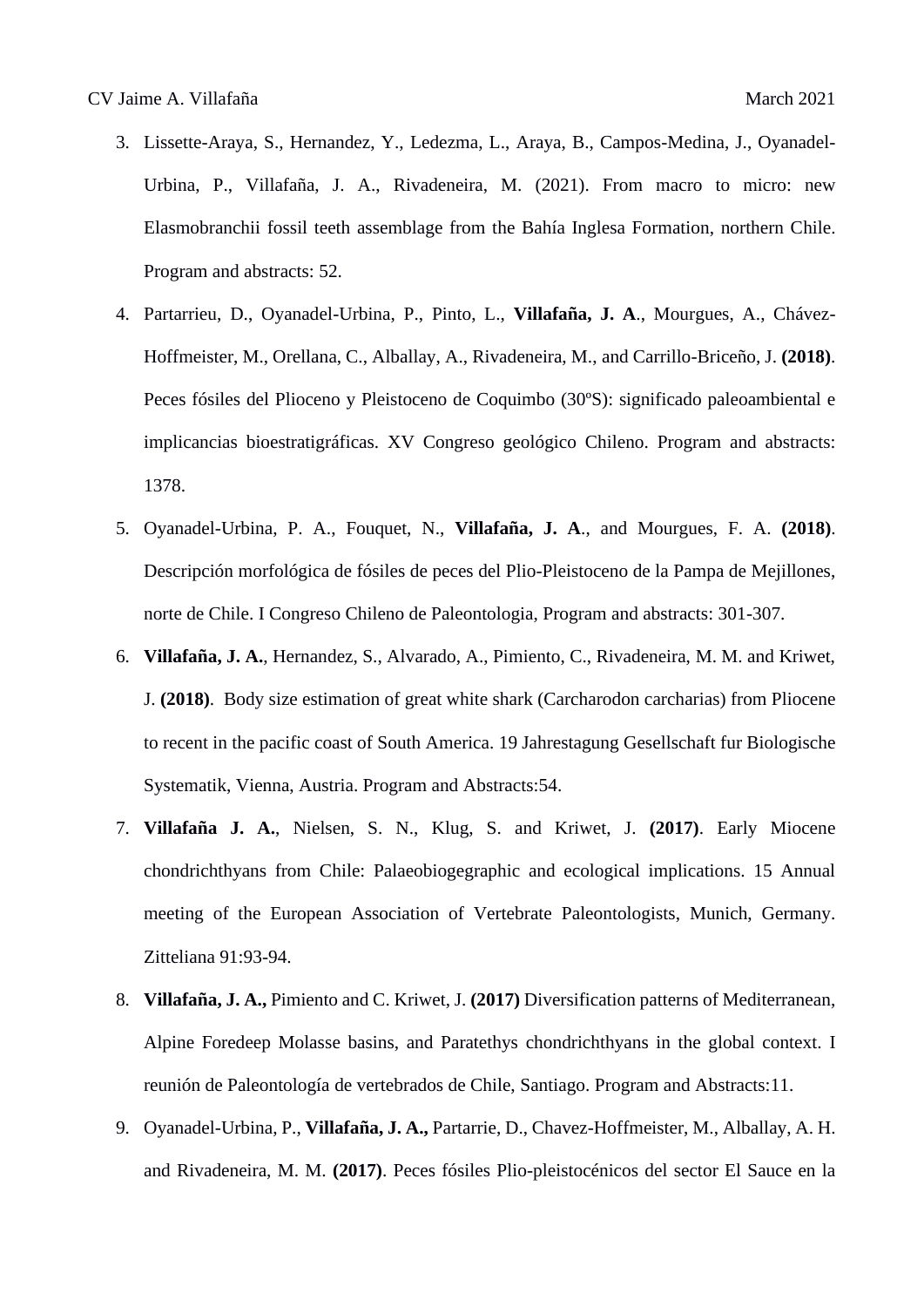3. Lissette-Araya, S., Hernandez, Y., Ledezma, L., Araya, B., Campos-Medina, J., Oyanadel-Urbina, P., Villafaña, J. A., Rivadeneira, M. (2021). From macro to micro: new Elasmobranchii fossil teeth assemblage from the Bahía Inglesa Formation, northern Chile. Program and abstracts: 52.
4. Partarrieu, D., Oyanadel-Urbina, P., Pinto, L., **Villafaña, J. A**., Mourgues, A., Chávez-Hoffmeister, M., Orellana, C., Alballay, A., Rivadeneira, M., and Carrillo-Briceño, J. **(2018)**. Peces fósiles del Plioceno y Pleistoceno de Coquimbo (30ºS): significado paleoambiental e implicancias bioestratigráficas. XV Congreso geológico Chileno. Program and abstracts: 1378.
5. Oyanadel-Urbina, P. A., Fouquet, N., **Villafaña, J. A**., and Mourgues, F. A. **(2018)**. Descripción morfológica de fósiles de peces del Plio-Pleistoceno de la Pampa de Mejillones, norte de Chile. I Congreso Chileno de Paleontologia, Program and abstracts: 301-307.
6. **Villafaña, J. A.**, Hernandez, S., Alvarado, A., Pimiento, C., Rivadeneira, M. M. and Kriwet, J. **(2018)**. Body size estimation of great white shark (Carcharodon carcharias) from Pliocene to recent in the pacific coast of South America. 19 Jahrestagung Gesellschaft fur Biologische Systematik, Vienna, Austria. Program and Abstracts:54.
7. **Villafaña J. A.**, Nielsen, S. N., Klug, S. and Kriwet, J. **(2017)**. Early Miocene chondrichthyans from Chile: Palaeobiogegraphic and ecological implications. 15 Annual meeting of the European Association of Vertebrate Paleontologists, Munich, Germany. Zitteliana 91:93-94.
8. **Villafaña, J. A.,** Pimiento and C. Kriwet, J. **(2017)** Diversification patterns of Mediterranean, Alpine Foredeep Molasse basins, and Paratethys chondrichthyans in the global context. I reunión de Paleontología de vertebrados de Chile, Santiago. Program and Abstracts:11.
9. Oyanadel-Urbina, P., **Villafaña, J. A.,** Partarrie, D., Chavez-Hoffmeister, M., Alballay, A. H. and Rivadeneira, M. M. **(2017)**. Peces fósiles Plio-pleistocénicos del sector El Sauce en la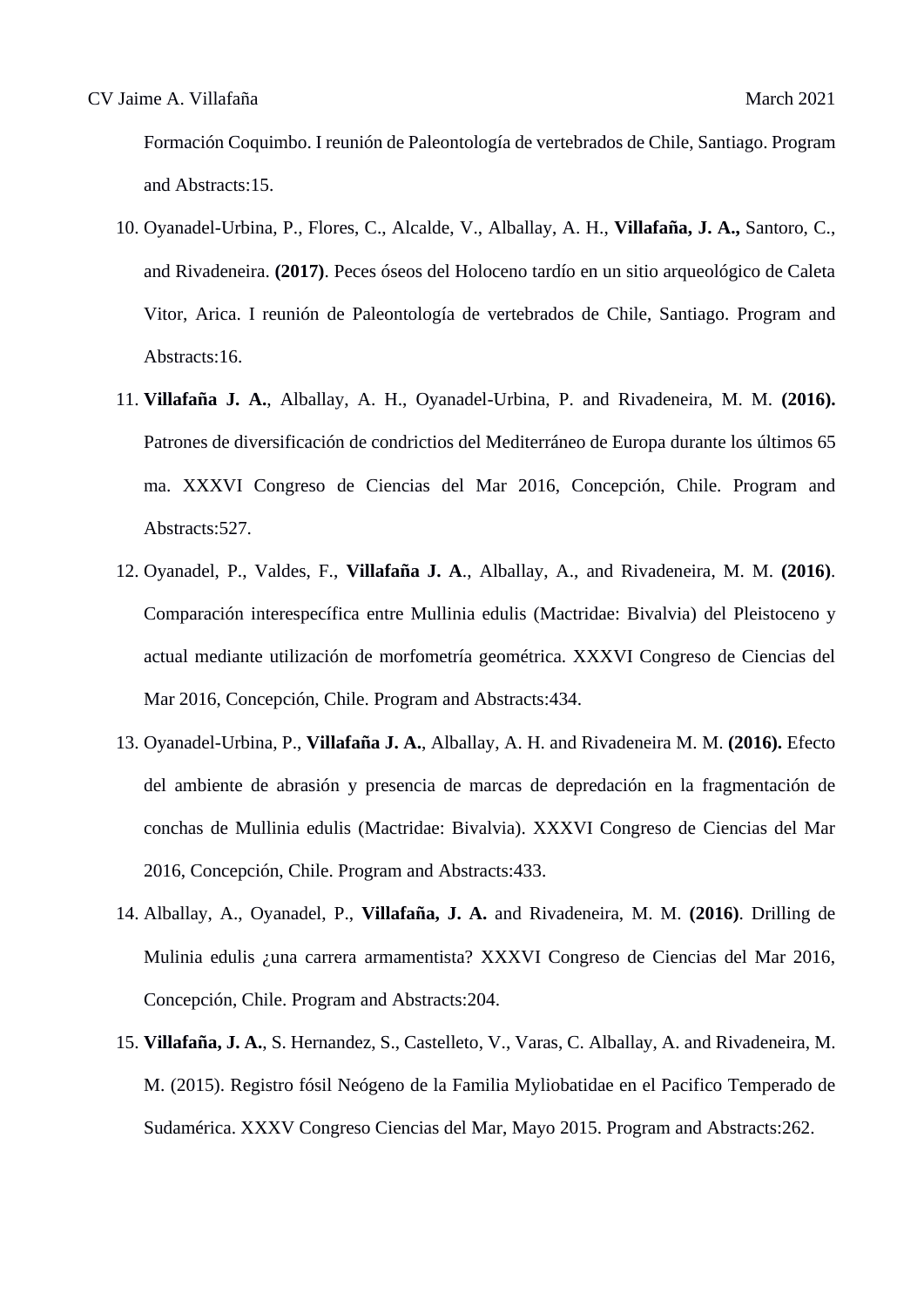Formación Coquimbo. I reunión de Paleontología de vertebrados de Chile, Santiago. Program and Abstracts:15.

10. Oyanadel-Urbina, P., Flores, C., Alcalde, V., Alballay, A. H., **Villafaña, J. A.,** Santoro, C., and Rivadeneira. **(2017)**. Peces óseos del Holoceno tardío en un sitio arqueológico de Caleta Vitor, Arica. I reunión de Paleontología de vertebrados de Chile, Santiago. Program and Abstracts:16.
11. **Villafaña J. A.**, Alballay, A. H., Oyanadel-Urbina, P. and Rivadeneira, M. M. **(2016).** Patrones de diversificación de condrictios del Mediterráneo de Europa durante los últimos 65 ma. XXXVI Congreso de Ciencias del Mar 2016, Concepción, Chile. Program and Abstracts:527.
12. Oyanadel, P., Valdes, F., **Villafaña J. A**., Alballay, A., and Rivadeneira, M. M. **(2016)**. Comparación interespecífica entre Mullinia edulis (Mactridae: Bivalvia) del Pleistoceno y actual mediante utilización de morfometría geométrica. XXXVI Congreso de Ciencias del Mar 2016, Concepción, Chile. Program and Abstracts:434.
13. Oyanadel-Urbina, P., **Villafaña J. A.**, Alballay, A. H. and Rivadeneira M. M. **(2016).** Efecto del ambiente de abrasión y presencia de marcas de depredación en la fragmentación de conchas de Mullinia edulis (Mactridae: Bivalvia). XXXVI Congreso de Ciencias del Mar 2016, Concepción, Chile. Program and Abstracts:433.
14. Alballay, A., Oyanadel, P., **Villafaña, J. A.** and Rivadeneira, M. M. **(2016)**. Drilling de Mulinia edulis ¿una carrera armamentista? XXXVI Congreso de Ciencias del Mar 2016, Concepción, Chile. Program and Abstracts:204.
15. **Villafaña, J. A.**, S. Hernandez, S., Castelleto, V., Varas, C. Alballay, A. and Rivadeneira, M. M. (2015). Registro fósil Neógeno de la Familia Myliobatidae en el Pacifico Temperado de Sudamérica. XXXV Congreso Ciencias del Mar, Mayo 2015. Program and Abstracts:262.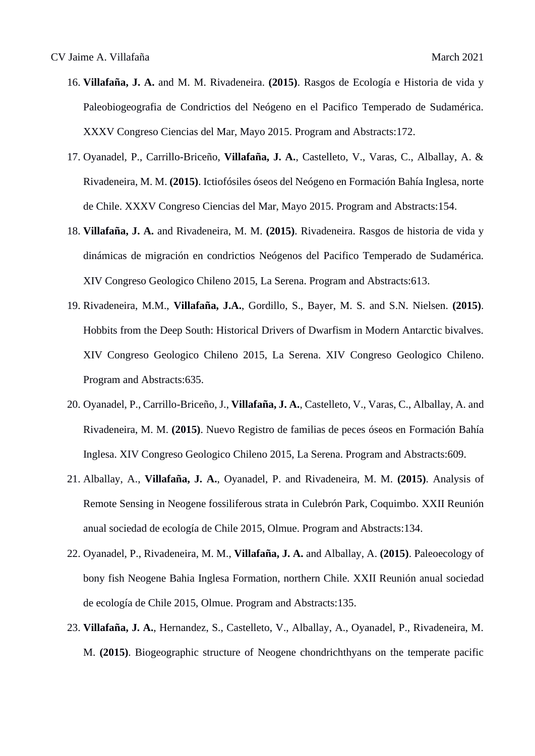16. **Villafaña, J. A.** and M. M. Rivadeneira. **(2015)**. Rasgos de Ecología e Historia de vida y Paleobiogeografia de Condrictios del Neógeno en el Pacifico Temperado de Sudamérica. XXXV Congreso Ciencias del Mar, Mayo 2015. Program and Abstracts:172.

17. Oyanadel, P., Carrillo-Briceño, **Villafaña, J. A.**, Castelleto, V., Varas, C., Alballay, A. & Rivadeneira, M. M. **(2015)**. Ictiofósiles óseos del Neógeno en Formación Bahía Inglesa, norte de Chile. XXXV Congreso Ciencias del Mar, Mayo 2015. Program and Abstracts:154.

18. **Villafaña, J. A.** and Rivadeneira, M. M. **(2015)**. Rivadeneira. Rasgos de historia de vida y dinámicas de migración en condrictios Neógenos del Pacifico Temperado de Sudamérica. XIV Congreso Geologico Chileno 2015, La Serena. Program and Abstracts:613.

19. Rivadeneira, M.M., **Villafaña, J.A.**, Gordillo, S., Bayer, M. S. and S.N. Nielsen. **(2015)**. Hobbits from the Deep South: Historical Drivers of Dwarfism in Modern Antarctic bivalves. XIV Congreso Geologico Chileno 2015, La Serena. XIV Congreso Geologico Chileno. Program and Abstracts:635.

20. Oyanadel, P., Carrillo-Briceño, J., **Villafaña, J. A.**, Castelleto, V., Varas, C., Alballay, A. and Rivadeneira, M. M. **(2015)**. Nuevo Registro de familias de peces óseos en Formación Bahía Inglesa. XIV Congreso Geologico Chileno 2015, La Serena. Program and Abstracts:609.

21. Alballay, A., **Villafaña, J. A.**, Oyanadel, P. and Rivadeneira, M. M. **(2015)**. Analysis of Remote Sensing in Neogene fossiliferous strata in Culebrón Park, Coquimbo. XXII Reunión anual sociedad de ecología de Chile 2015, Olmue. Program and Abstracts:134.

22. Oyanadel, P., Rivadeneira, M. M., **Villafaña, J. A.** and Alballay, A. **(2015)**. Paleoecology of bony fish Neogene Bahia Inglesa Formation, northern Chile. XXII Reunión anual sociedad de ecología de Chile 2015, Olmue. Program and Abstracts:135.

23. **Villafaña, J. A.**, Hernandez, S., Castelleto, V., Alballay, A., Oyanadel, P., Rivadeneira, M. M. **(2015)**. Biogeographic structure of Neogene chondrichthyans on the temperate pacific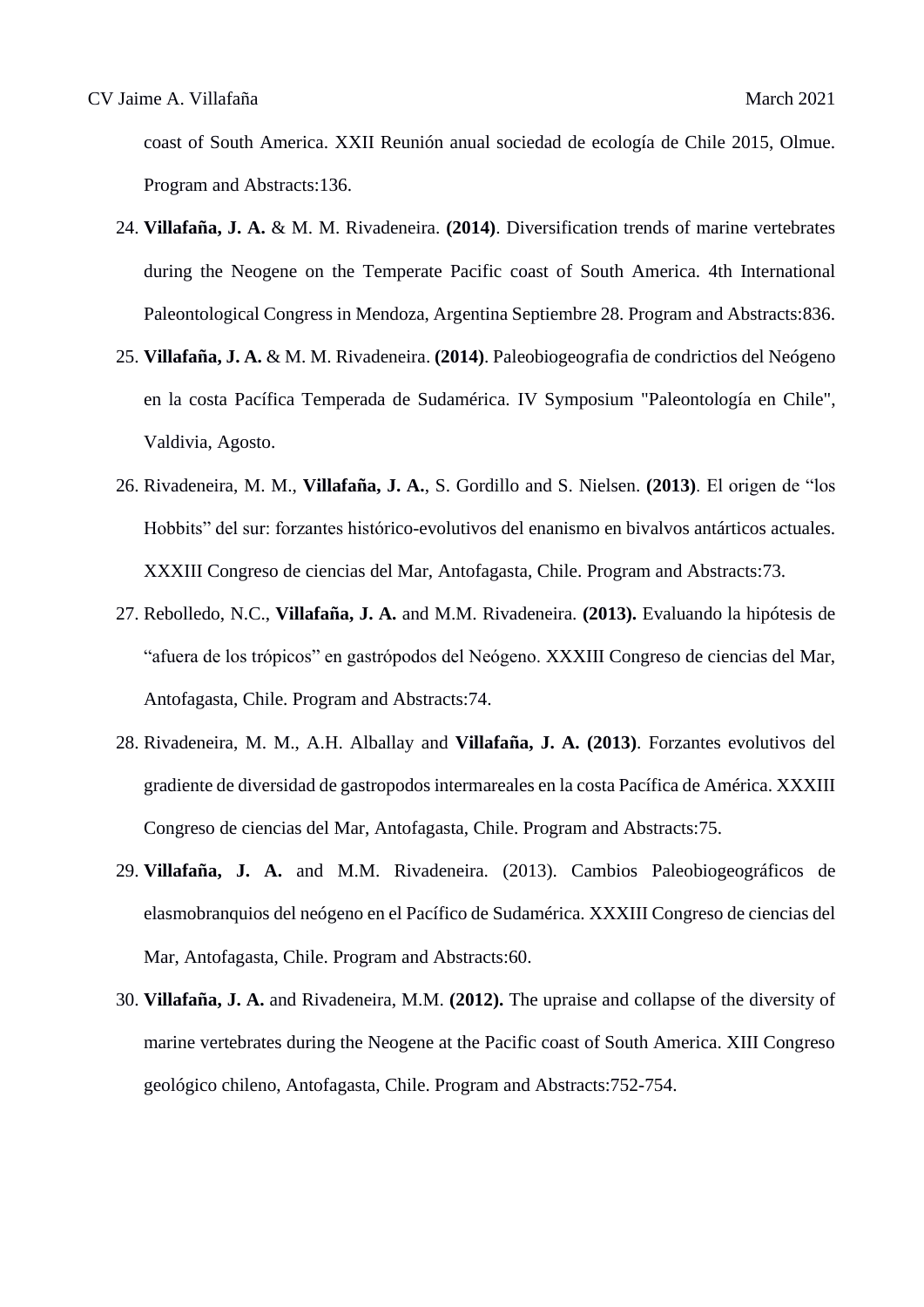coast of South America. XXII Reunión anual sociedad de ecología de Chile 2015, Olmue. Program and Abstracts:136.

24. **Villafaña, J. A.** & M. M. Rivadeneira. **(2014)**. Diversification trends of marine vertebrates during the Neogene on the Temperate Pacific coast of South America. 4th International Paleontological Congress in Mendoza, Argentina Septiembre 28. Program and Abstracts:836.
25. **Villafaña, J. A.** & M. M. Rivadeneira. **(2014)**. Paleobiogeografia de condrictios del Neógeno en la costa Pacífica Temperada de Sudamérica. IV Symposium "Paleontología en Chile", Valdivia, Agosto.
26. Rivadeneira, M. M., **Villafaña, J. A.**, S. Gordillo and S. Nielsen. **(2013)**. El origen de "los Hobbits" del sur: forzantes histórico-evolutivos del enanismo en bivalvos antárticos actuales. XXXIII Congreso de ciencias del Mar, Antofagasta, Chile. Program and Abstracts:73.
27. Rebolledo, N.C., **Villafaña, J. A.** and M.M. Rivadeneira. **(2013).** Evaluando la hipótesis de "afuera de los trópicos" en gastrópodos del Neógeno. XXXIII Congreso de ciencias del Mar, Antofagasta, Chile. Program and Abstracts:74.
28. Rivadeneira, M. M., A.H. Alballay and **Villafaña, J. A. (2013)**. Forzantes evolutivos del gradiente de diversidad de gastropodos intermareales en la costa Pacífica de América. XXXIII Congreso de ciencias del Mar, Antofagasta, Chile. Program and Abstracts:75.
29. **Villafaña, J. A.** and M.M. Rivadeneira. (2013). Cambios Paleobiogeográficos de elasmobranquios del neógeno en el Pacífico de Sudamérica. XXXIII Congreso de ciencias del Mar, Antofagasta, Chile. Program and Abstracts:60.
30. **Villafaña, J. A.** and Rivadeneira, M.M. **(2012).** The upraise and collapse of the diversity of marine vertebrates during the Neogene at the Pacific coast of South America. XIII Congreso geológico chileno, Antofagasta, Chile. Program and Abstracts:752-754.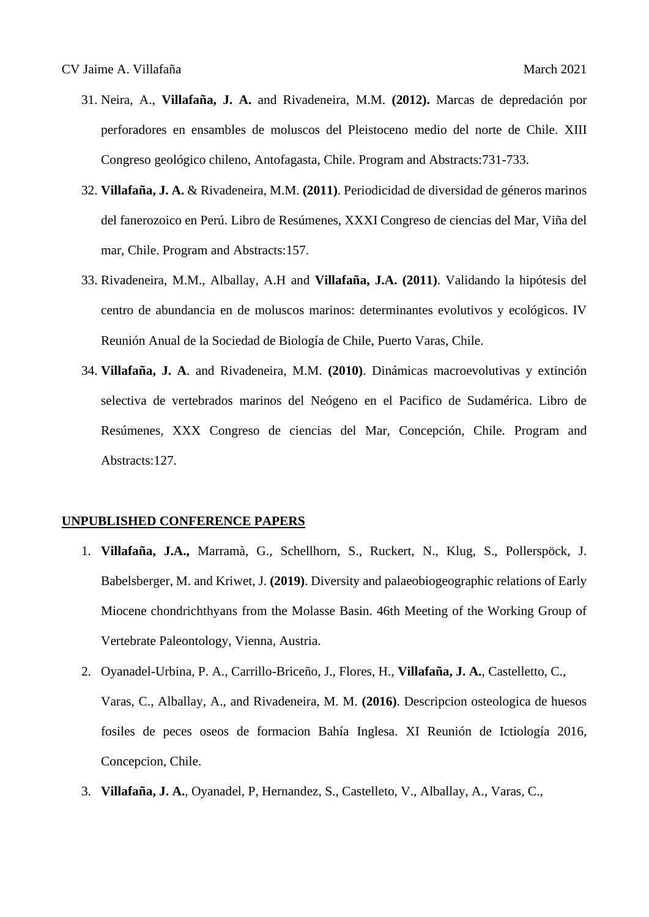31. Neira, A., **Villafaña, J. A.** and Rivadeneira, M.M. **(2012).** Marcas de depredación por perforadores en ensambles de moluscos del Pleistoceno medio del norte de Chile. XIII Congreso geológico chileno, Antofagasta, Chile. Program and Abstracts:731-733.

32. **Villafaña, J. A.** & Rivadeneira, M.M. **(2011)**. Periodicidad de diversidad de géneros marinos del fanerozoico en Perú. Libro de Resúmenes, XXXI Congreso de ciencias del Mar, Viña del mar, Chile. Program and Abstracts:157.

33. Rivadeneira, M.M., Alballay, A.H and **Villafaña, J.A. (2011)**. Validando la hipótesis del centro de abundancia en de moluscos marinos: determinantes evolutivos y ecológicos. IV Reunión Anual de la Sociedad de Biología de Chile, Puerto Varas, Chile.

34. **Villafaña, J. A**. and Rivadeneira, M.M. **(2010)**. Dinámicas macroevolutivas y extinción selectiva de vertebrados marinos del Neógeno en el Pacifico de Sudamérica. Libro de Resúmenes, XXX Congreso de ciencias del Mar, Concepción, Chile. Program and Abstracts:127.

## UNPUBLISHED CONFERENCE PAPERS

1. **Villafaña, J.A.,** Marramà, G., Schellhorn, S., Ruckert, N., Klug, S., Pollerspöck, J. Babelsberger, M. and Kriwet, J. **(2019)**. Diversity and palaeobiogeographic relations of Early Miocene chondrichthyans from the Molasse Basin. 46th Meeting of the Working Group of Vertebrate Paleontology, Vienna, Austria.

2. Oyanadel-Urbina, P. A., Carrillo-Briceño, J., Flores, H., **Villafaña, J. A.**, Castelletto, C., Varas, C., Alballay, A., and Rivadeneira, M. M. **(2016)**. Descripcion osteologica de huesos fosiles de peces oseos de formacion Bahía Inglesa. XI Reunión de Ictiología 2016, Concepcion, Chile.

3. **Villafaña, J. A.**, Oyanadel, P, Hernandez, S., Castelleto, V., Alballay, A., Varas, C.,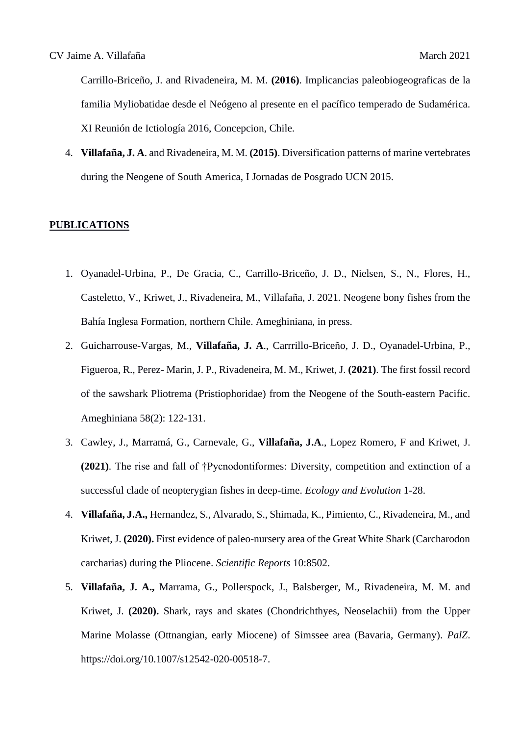Carrillo-Briceño, J. and Rivadeneira, M. M. **(2016)**. Implicancias paleobiogeograficas de la familia Myliobatidae desde el Neógeno al presente en el pacífico temperado de Sudamérica. XI Reunión de Ictiología 2016, Concepcion, Chile.

4. **Villafaña, J. A**. and Rivadeneira, M. M. **(2015)**. Diversification patterns of marine vertebrates during the Neogene of South America, I Jornadas de Posgrado UCN 2015.

## PUBLICATIONS

1. Oyanadel-Urbina, P., De Gracia, C., Carrillo-Briceño, J. D., Nielsen, S., N., Flores, H., Casteletto, V., Kriwet, J., Rivadeneira, M., Villafaña, J. 2021. Neogene bony fishes from the Bahía Inglesa Formation, northern Chile. Ameghiniana, in press.
2. Guicharrouse-Vargas, M., **Villafaña, J. A**., Carrrillo-Briceño, J. D., Oyanadel-Urbina, P., Figueroa, R., Perez- Marin, J. P., Rivadeneira, M. M., Kriwet, J. **(2021)**. The first fossil record of the sawshark Pliotrema (Pristiophoridae) from the Neogene of the South-eastern Pacific. Ameghiniana 58(2): 122-131.
3. Cawley, J., Marramá, G., Carnevale, G., **Villafaña, J.A**., Lopez Romero, F and Kriwet, J. **(2021)**. The rise and fall of †Pycnodontiformes: Diversity, competition and extinction of a successful clade of neopterygian fishes in deep-time. *Ecology and Evolution* 1-28.
4. **Villafaña, J.A.,** Hernandez, S., Alvarado, S., Shimada, K., Pimiento, C., Rivadeneira, M., and Kriwet, J. **(2020).** First evidence of paleo-nursery area of the Great White Shark (Carcharodon carcharias) during the Pliocene. *Scientific Reports* 10:8502.
5. **Villafaña, J. A.,** Marrama, G., Pollerspock, J., Balsberger, M., Rivadeneira, M. M. and Kriwet, J. **(2020).** Shark, rays and skates (Chondrichthyes, Neoselachii) from the Upper Marine Molasse (Ottnangian, early Miocene) of Simssee area (Bavaria, Germany). *PalZ.* https://doi.org/10.1007/s12542-020-00518-7.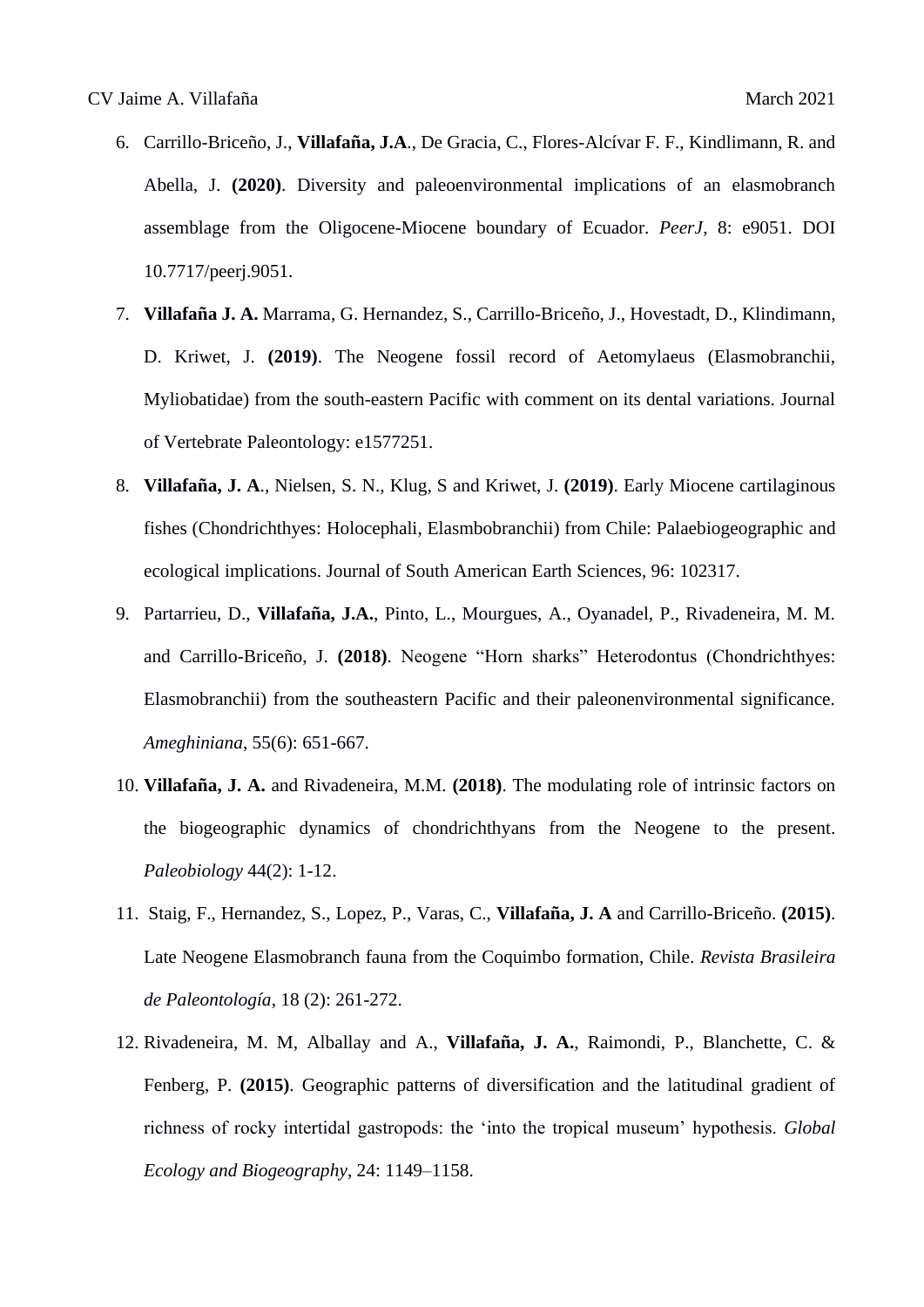6. Carrillo-Briceño, J., **Villafaña, J.A**., De Gracia, C., Flores-Alcívar F. F., Kindlimann, R. and Abella, J. **(2020)**. Diversity and paleoenvironmental implications of an elasmobranch assemblage from the Oligocene-Miocene boundary of Ecuador. *PeerJ*, 8: e9051. DOI 10.7717/peerj.9051.

7. **Villafaña J. A.** Marrama, G. Hernandez, S., Carrillo-Briceño, J., Hovestadt, D., Klindimann, D. Kriwet, J. **(2019)**. The Neogene fossil record of Aetomylaeus (Elasmobranchii, Myliobatidae) from the south-eastern Pacific with comment on its dental variations. Journal of Vertebrate Paleontology: e1577251.

8. **Villafaña, J. A**., Nielsen, S. N., Klug, S and Kriwet, J. **(2019)**. Early Miocene cartilaginous fishes (Chondrichthyes: Holocephali, Elasmbobranchii) from Chile: Palaebiogeographic and ecological implications. Journal of South American Earth Sciences, 96: 102317.

9. Partarrieu, D., **Villafaña, J.A.**, Pinto, L., Mourgues, A., Oyanadel, P., Rivadeneira, M. M. and Carrillo-Briceño, J. **(2018)**. Neogene "Horn sharks" Heterodontus (Chondrichthyes: Elasmobranchii) from the southeastern Pacific and their paleonenvironmental significance. *Ameghiniana*, 55(6): 651-667.

10. **Villafaña, J. A.** and Rivadeneira, M.M. **(2018)**. The modulating role of intrinsic factors on the biogeographic dynamics of chondrichthyans from the Neogene to the present. *Paleobiology* 44(2): 1-12.

11. Staig, F., Hernandez, S., Lopez, P., Varas, C., **Villafaña, J. A** and Carrillo-Briceño. **(2015)**. Late Neogene Elasmobranch fauna from the Coquimbo formation, Chile. *Revista Brasileira de Paleontología*, 18 (2): 261-272.

12. Rivadeneira, M. M, Alballay and A., **Villafaña, J. A.**, Raimondi, P., Blanchette, C. & Fenberg, P. **(2015)**. Geographic patterns of diversification and the latitudinal gradient of richness of rocky intertidal gastropods: the 'into the tropical museum' hypothesis. *Global Ecology and Biogeography*, 24: 1149–1158.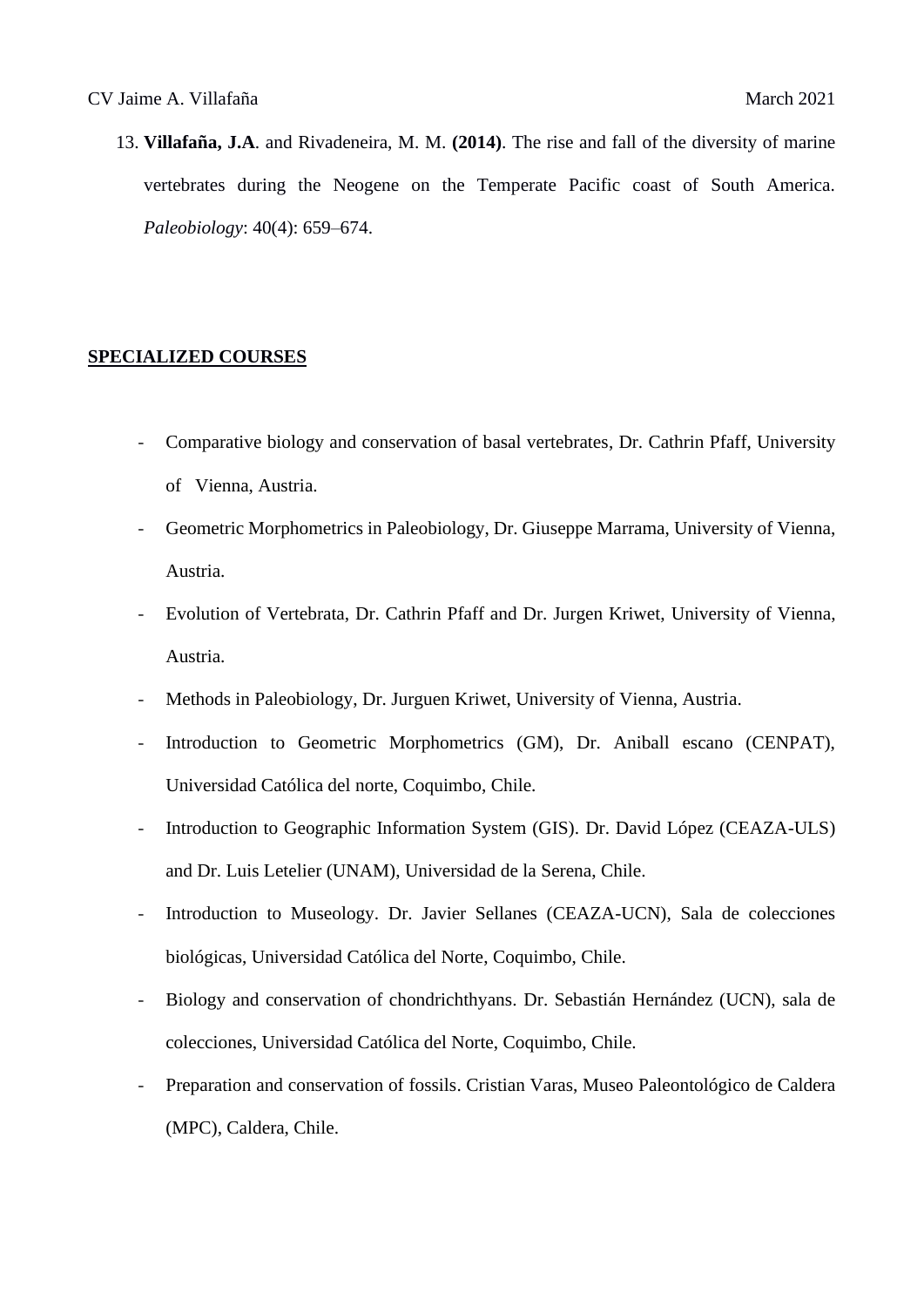13. **Villafaña, J.A**. and Rivadeneira, M. M. **(2014)**. The rise and fall of the diversity of marine vertebrates during the Neogene on the Temperate Pacific coast of South America. *Paleobiology*: 40(4): 659–674.

## SPECIALIZED COURSES

- Comparative biology and conservation of basal vertebrates, Dr. Cathrin Pfaff, University of Vienna, Austria.
- Geometric Morphometrics in Paleobiology, Dr. Giuseppe Marrama, University of Vienna, Austria.
- Evolution of Vertebrata, Dr. Cathrin Pfaff and Dr. Jurgen Kriwet, University of Vienna, Austria.
- Methods in Paleobiology, Dr. Jurguen Kriwet, University of Vienna, Austria.
- Introduction to Geometric Morphometrics (GM), Dr. Aniball escano (CENPAT), Universidad Católica del norte, Coquimbo, Chile.
- Introduction to Geographic Information System (GIS). Dr. David López (CEAZA-ULS) and Dr. Luis Letelier (UNAM), Universidad de la Serena, Chile.
- Introduction to Museology. Dr. Javier Sellanes (CEAZA-UCN), Sala de colecciones biológicas, Universidad Católica del Norte, Coquimbo, Chile.
- Biology and conservation of chondrichthyans. Dr. Sebastián Hernández (UCN), sala de colecciones, Universidad Católica del Norte, Coquimbo, Chile.
- Preparation and conservation of fossils. Cristian Varas, Museo Paleontológico de Caldera (MPC), Caldera, Chile.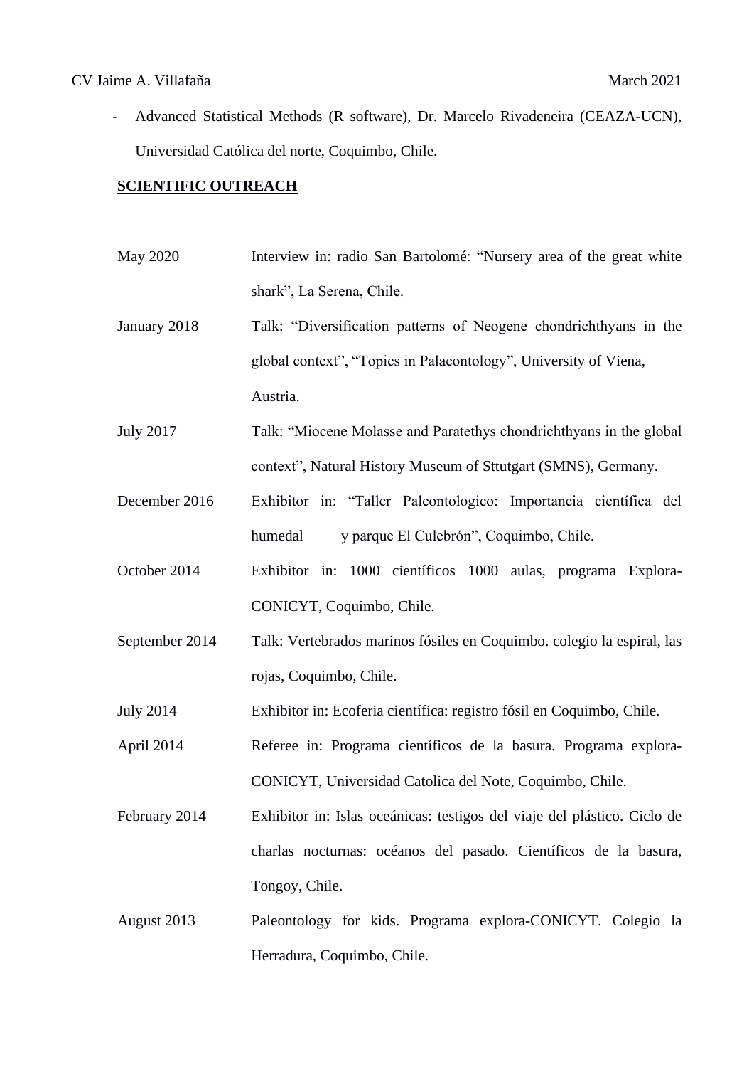- Advanced Statistical Methods (R software), Dr. Marcelo Rivadeneira (CEAZA-UCN), Universidad Católica del norte, Coquimbo, Chile.

**SCIENTIFIC OUTREACH**

| | |
|---|---|
| May 2020 | Interview in: radio San Bartolomé: "Nursery area of the great white shark", La Serena, Chile. |
| January 2018 | Talk: "Diversification patterns of Neogene chondrichthyans in the global context", "Topics in Palaeontology", University of Viena, Austria. |
| July 2017 | Talk: "Miocene Molasse and Paratethys chondrichthyans in the global context", Natural History Museum of Sttutgart (SMNS), Germany. |
| December 2016 | Exhibitor in: "Taller Paleontologico: Importancia científica del humedal y parque El Culebrón", Coquimbo, Chile. |
| October 2014 | Exhibitor in: 1000 científicos 1000 aulas, programa Explora-CONICYT, Coquimbo, Chile. |
| September 2014 | Talk: Vertebrados marinos fósiles en Coquimbo. colegio la espiral, las rojas, Coquimbo, Chile. |
| July 2014 | Exhibitor in: Ecoferia científica: registro fósil en Coquimbo, Chile. |
| April 2014 | Referee in: Programa científicos de la basura. Programa explora-CONICYT, Universidad Catolica del Note, Coquimbo, Chile. |
| February 2014 | Exhibitor in: Islas oceánicas: testigos del viaje del plástico. Ciclo de charlas nocturnas: océanos del pasado. Científicos de la basura, Tongoy, Chile. |
| August 2013 | Paleontology for kids. Programa explora-CONICYT. Colegio la Herradura, Coquimbo, Chile. |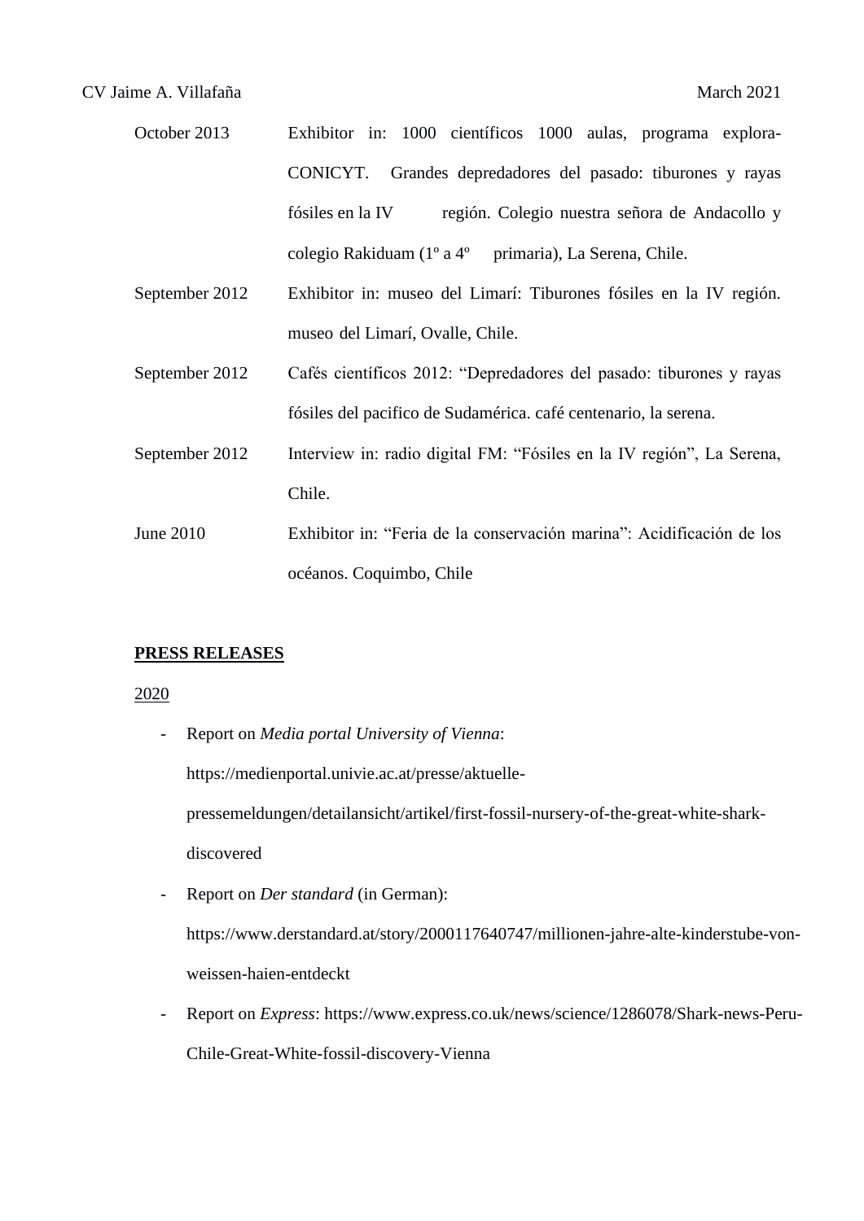| | |
|---|---|
| October 2013 | Exhibitor in: 1000 científicos 1000 aulas, programa explora-CONICYT. Grandes depredadores del pasado: tiburones y rayas fósiles en la IV región. Colegio nuestra señora de Andacollo y colegio Rakiduam (1º a 4º primaria), La Serena, Chile. |
| September 2012 | Exhibitor in: museo del Limarí: Tiburones fósiles en la IV región. museo del Limarí, Ovalle, Chile. |
| September 2012 | Cafés científicos 2012: "Depredadores del pasado: tiburones y rayas fósiles del pacifico de Sudamérica. café centenario, la serena. |
| September 2012 | Interview in: radio digital FM: "Fósiles en la IV región", La Serena, Chile. |
| June 2010 | Exhibitor in: "Feria de la conservación marina": Acidificación de los océanos. Coquimbo, Chile |

**<u>PRESS RELEASES</u>**

<u>2020</u>

- Report on *Media portal University of Vienna*: https://medienportal.univie.ac.at/presse/aktuelle-pressemeldungen/detailansicht/artikel/first-fossil-nursery-of-the-great-white-shark-discovered
- Report on *Der standard* (in German): https://www.derstandard.at/story/2000117640747/millionen-jahre-alte-kinderstube-von-weissen-haien-entdeckt
- Report on *Express*: https://www.express.co.uk/news/science/1286078/Shark-news-Peru-Chile-Great-White-fossil-discovery-Vienna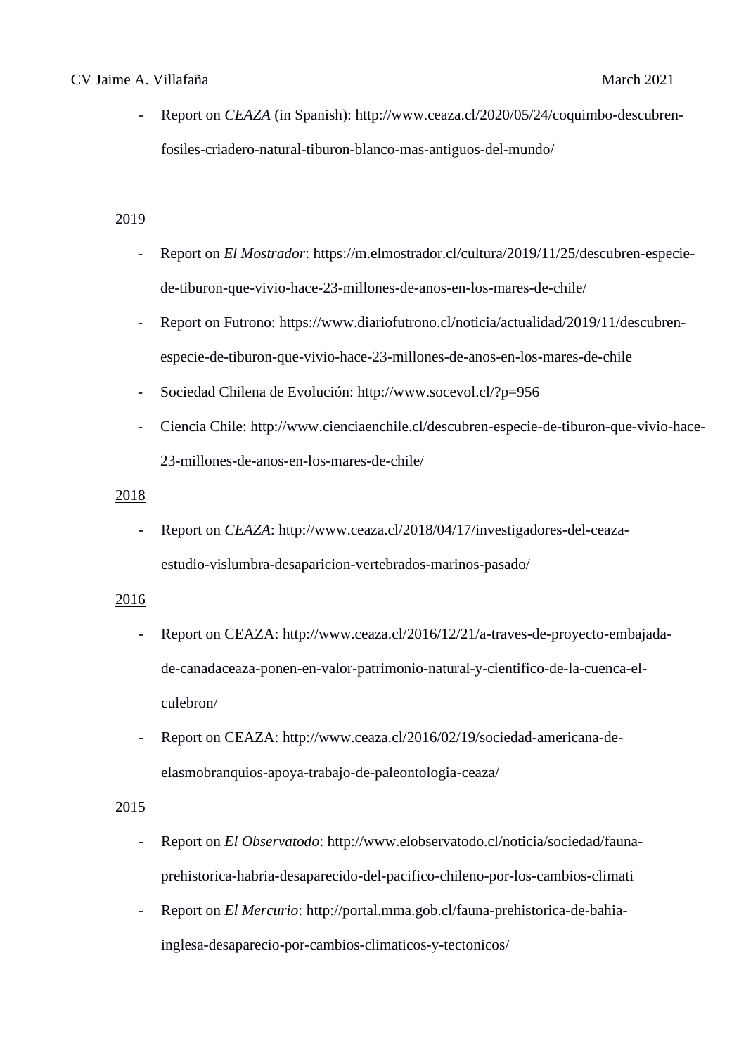- Report on *CEAZA* (in Spanish): http://www.ceaza.cl/2020/05/24/coquimbo-descubren-fosiles-criadero-natural-tiburon-blanco-mas-antiguos-del-mundo/

2019

- Report on *El Mostrador*: https://m.elmostrador.cl/cultura/2019/11/25/descubren-especie-de-tiburon-que-vivio-hace-23-millones-de-anos-en-los-mares-de-chile/
- Report on Futrono: https://www.diariofutrono.cl/noticia/actualidad/2019/11/descubren-especie-de-tiburon-que-vivio-hace-23-millones-de-anos-en-los-mares-de-chile
- Sociedad Chilena de Evolución: http://www.socevol.cl/?p=956
- Ciencia Chile: http://www.cienciaenchile.cl/descubren-especie-de-tiburon-que-vivio-hace-23-millones-de-anos-en-los-mares-de-chile/

2018

- Report on *CEAZA*: http://www.ceaza.cl/2018/04/17/investigadores-del-ceaza-estudio-vislumbra-desaparicion-vertebrados-marinos-pasado/

2016

- Report on CEAZA: http://www.ceaza.cl/2016/12/21/a-traves-de-proyecto-embajada-de-canadaceaza-ponen-en-valor-patrimonio-natural-y-cientifico-de-la-cuenca-el-culebron/
- Report on CEAZA: http://www.ceaza.cl/2016/02/19/sociedad-americana-de-elasmobranquios-apoya-trabajo-de-paleontologia-ceaza/

2015

- Report on *El Observatodo*: http://www.elobservatodo.cl/noticia/sociedad/fauna-prehistorica-habria-desaparecido-del-pacifico-chileno-por-los-cambios-climati
- Report on *El Mercurio*: http://portal.mma.gob.cl/fauna-prehistorica-de-bahia-inglesa-desaparecio-por-cambios-climaticos-y-tectonicos/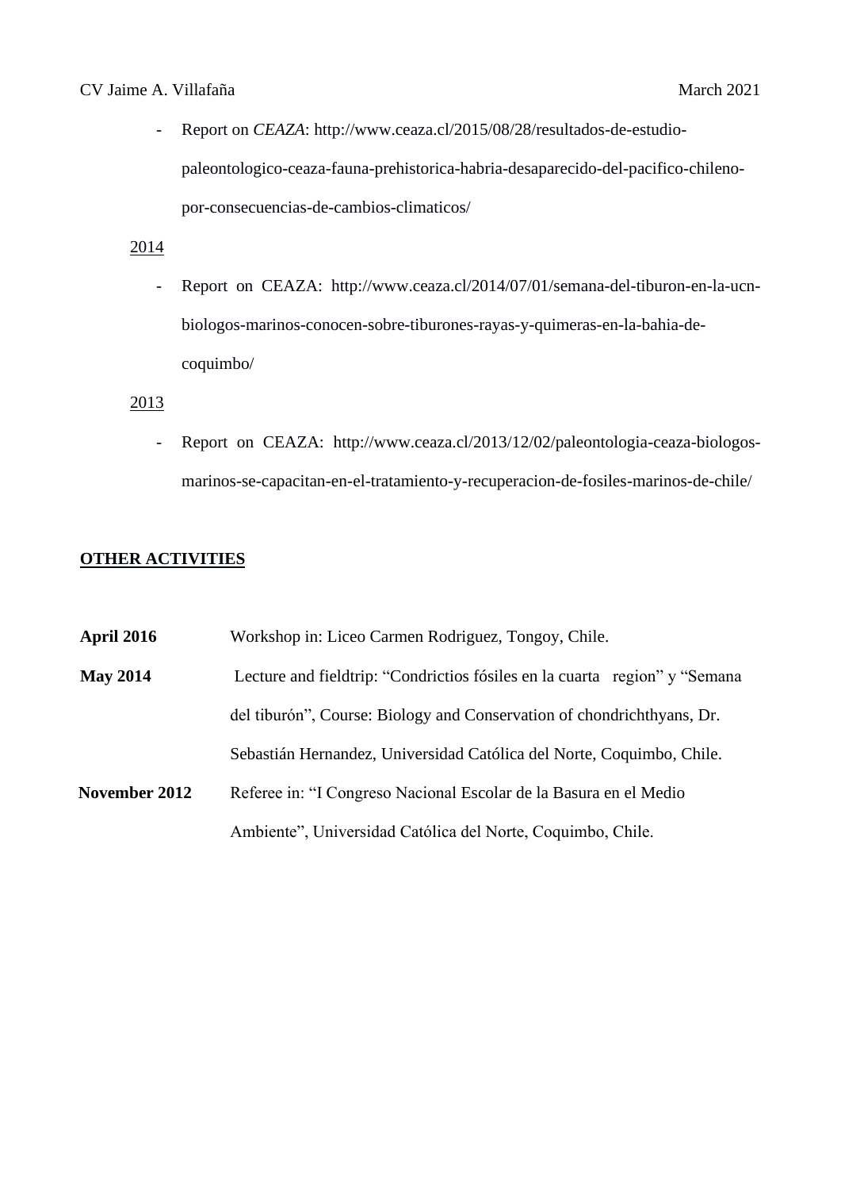- Report on *CEAZA*: http://www.ceaza.cl/2015/08/28/resultados-de-estudio-paleontologico-ceaza-fauna-prehistorica-habria-desaparecido-del-pacifico-chileno-por-consecuencias-de-cambios-climaticos/

<u>2014</u>

- Report on CEAZA: http://www.ceaza.cl/2014/07/01/semana-del-tiburon-en-la-ucn-biologos-marinos-conocen-sobre-tiburones-rayas-y-quimeras-en-la-bahia-de-coquimbo/

<u>2013</u>

- Report on CEAZA: http://www.ceaza.cl/2013/12/02/paleontologia-ceaza-biologos-marinos-se-capacitan-en-el-tratamiento-y-recuperacion-de-fosiles-marinos-de-chile/

## OTHER ACTIVITIES

**April 2016** Workshop in: Liceo Carmen Rodriguez, Tongoy, Chile.

**May 2014** Lecture and fieldtrip: "Condrictios fósiles en la cuarta region" y "Semana del tiburón", Course: Biology and Conservation of chondrichthyans, Dr. Sebastián Hernandez, Universidad Católica del Norte, Coquimbo, Chile.

**November 2012** Referee in: "I Congreso Nacional Escolar de la Basura en el Medio Ambiente", Universidad Católica del Norte, Coquimbo, Chile.